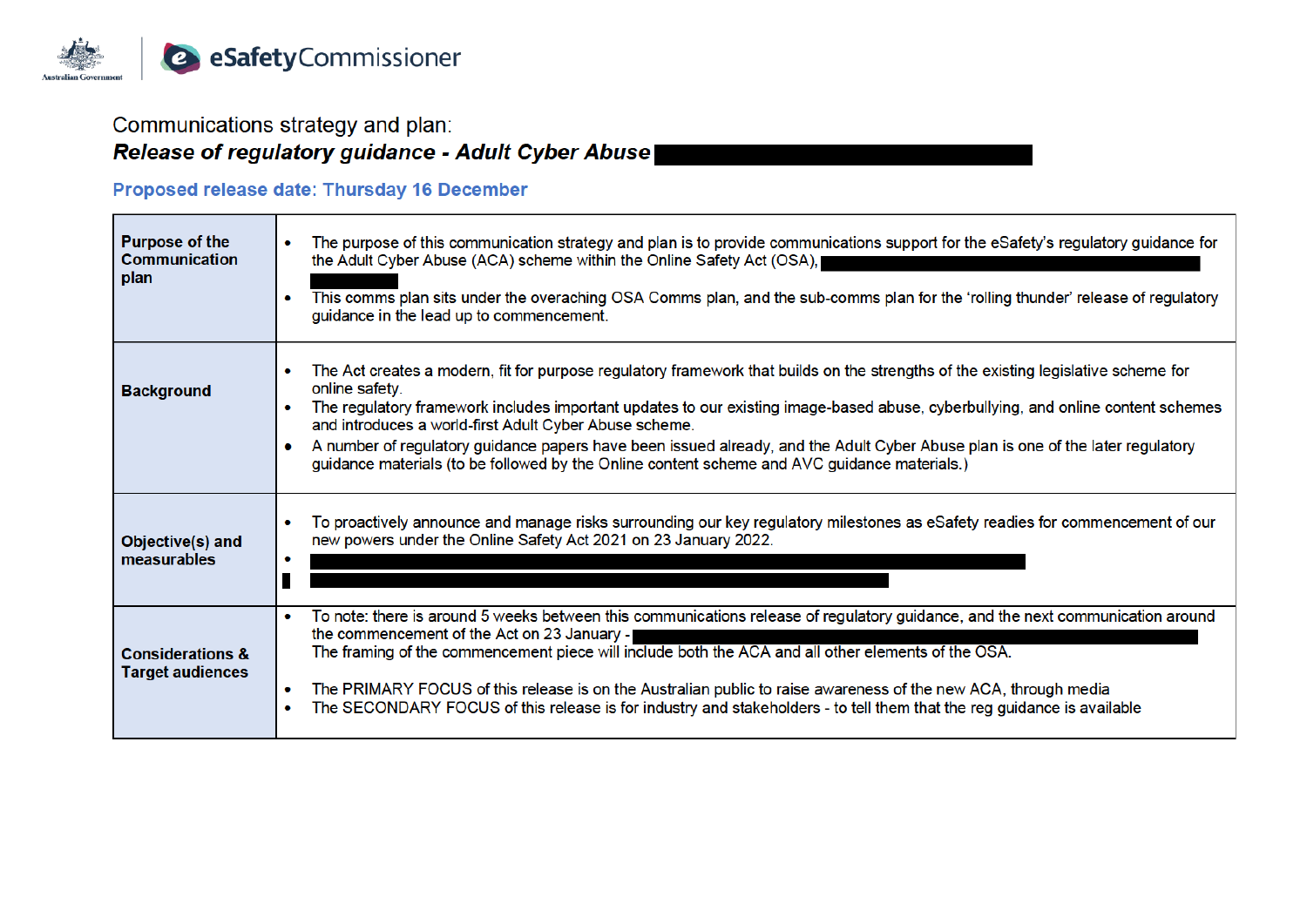Communications strategy and plan:
***Release of regulatory guidance - Adult Cyber Abuse***

**Proposed release date: Thursday 16 December**

| | |
|---|---|
| **Purpose of the Communication plan** | • The purpose of this communication strategy and plan is to provide communications support for the eSafety's regulatory guidance for the Adult Cyber Abuse (ACA) scheme within the Online Safety Act (OSA), <br>• This comms plan sits under the overaching OSA Comms plan, and the sub-comms plan for the 'rolling thunder' release of regulatory guidance in the lead up to commencement. |
| **Background** | • The Act creates a modern, fit for purpose regulatory framework that builds on the strengths of the existing legislative scheme for online safety.<br>• The regulatory framework includes important updates to our existing image-based abuse, cyberbullying, and online content schemes and introduces a world-first Adult Cyber Abuse scheme.<br>• A number of regulatory guidance papers have been issued already, and the Adult Cyber Abuse plan is one of the later regulatory guidance materials (to be followed by the Online content scheme and AVC guidance materials.) |
| **Objective(s) and measurables** | • To proactively announce and manage risks surrounding our key regulatory milestones as eSafety readies for commencement of our new powers under the Online Safety Act 2021 on 23 January 2022.<br>• |
| **Considerations & Target audiences** | • To note: there is around 5 weeks between this communications release of regulatory guidance, and the next communication around the commencement of the Act on 23 January - <br>The framing of the commencement piece will include both the ACA and all other elements of the OSA.<br>• The PRIMARY FOCUS of this release is on the Australian public to raise awareness of the new ACA, through media<br>• The SECONDARY FOCUS of this release is for industry and stakeholders - to tell them that the reg guidance is available |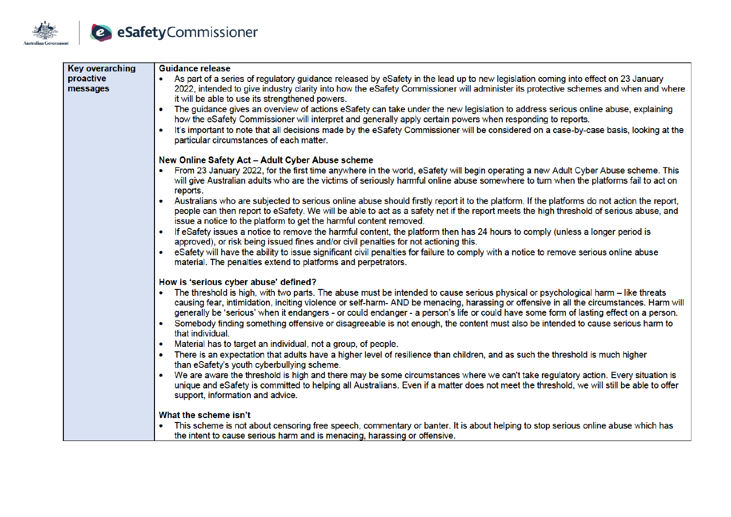| Key overarching proactive messages | **Guidance release**<br>• As part of a series of regulatory guidance released by eSafety in the lead up to new legislation coming into effect on 23 January 2022, intended to give industry clarity into how the eSafety Commissioner will administer its protective schemes and when and where it will be able to use its strengthened powers.<br>• The guidance gives an overview of actions eSafety can take under the new legislation to address serious online abuse, explaining how the eSafety Commissioner will interpret and generally apply certain powers when responding to reports.<br>• It's important to note that all decisions made by the eSafety Commissioner will be considered on a case-by-case basis, looking at the particular circumstances of each matter.<br><br>**New Online Safety Act – Adult Cyber Abuse scheme**<br>• From 23 January 2022, for the first time anywhere in the world, eSafety will begin operating a new Adult Cyber Abuse scheme. This will give Australian adults who are the victims of seriously harmful online abuse somewhere to turn when the platforms fail to act on reports.<br>• Australians who are subjected to serious online abuse should firstly report it to the platform. If the platforms do not action the report, people can then report to eSafety. We will be able to act as a safety net if the report meets the high threshold of serious abuse, and issue a notice to the platform to get the harmful content removed.<br>• If eSafety issues a notice to remove the harmful content, the platform then has 24 hours to comply (unless a longer period is approved), or risk being issued fines and/or civil penalties for not actioning this.<br>• eSafety will have the ability to issue significant civil penalties for failure to comply with a notice to remove serious online abuse material. The penalties extend to platforms and perpetrators.<br><br>**How is 'serious cyber abuse' defined?**<br>• The threshold is high, with two parts. The abuse must be intended to cause serious physical or psychological harm – like threats causing fear, intimidation, inciting violence or self-harm- AND be menacing, harassing or offensive in all the circumstances. Harm will generally be 'serious' when it endangers - or could endanger - a person's life or could have some form of lasting effect on a person.<br>• Somebody finding something offensive or disagreeable is not enough, the content must also be intended to cause serious harm to that individual.<br>• Material has to target an individual, not a group, of people.<br>• There is an expectation that adults have a higher level of resilience than children, and as such the threshold is much higher than eSafety's youth cyberbullying scheme.<br>• We are aware the threshold is high and there may be some circumstances where we can't take regulatory action. Every situation is unique and eSafety is committed to helping all Australians. Even if a matter does not meet the threshold, we will still be able to offer support, information and advice.<br><br>**What the scheme isn't**<br>• This scheme is not about censoring free speech, commentary or banter. It is about helping to stop serious online abuse which has the intent to cause serious harm and is menacing, harassing or offensive. |
|---|---|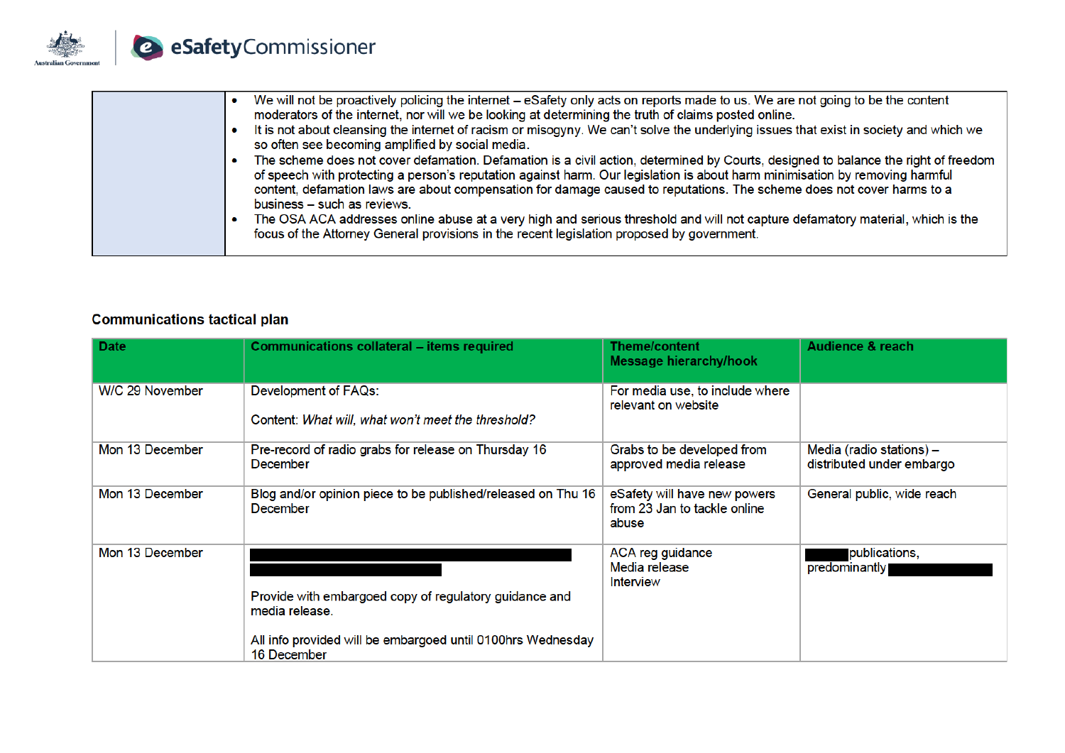| | |
|---|---|
| | <ul><li>We will not be proactively policing the internet – eSafety only acts on reports made to us. We are not going to be the content moderators of the internet, nor will we be looking at determining the truth of claims posted online.</li><li>It is not about cleansing the internet of racism or misogyny. We can't solve the underlying issues that exist in society and which we so often see becoming amplified by social media.</li><li>The scheme does not cover defamation. Defamation is a civil action, determined by Courts, designed to balance the right of freedom of speech with protecting a person's reputation against harm. Our legislation is about harm minimisation by removing harmful content, defamation laws are about compensation for damage caused to reputations. The scheme does not cover harms to a business – such as reviews.</li><li>The OSA ACA addresses online abuse at a very high and serious threshold and will not capture defamatory material, which is the focus of the Attorney General provisions in the recent legislation proposed by government.</li></ul> |

**Communications tactical plan**

| Date | Communications collateral – items required | Theme/content<br>Message hierarchy/hook | Audience & reach |
|---|---|---|---|
| W/C 29 November | Development of FAQs:<br><br>Content: *What will, what won't meet the threshold?* | For media use, to include where relevant on website | |
| Mon 13 December | Pre-record of radio grabs for release on Thursday 16 December | Grabs to be developed from approved media release | Media (radio stations) – distributed under embargo |
| Mon 13 December | Blog and/or opinion piece to be published/released on Thu 16 December | eSafety will have new powers from 23 Jan to tackle online abuse | General public, wide reach |
| Mon 13 December | [REDACTED]<br><br>Provide with embargoed copy of regulatory guidance and media release.<br><br>All info provided will be embargoed until 0100hrs Wednesday 16 December | ACA reg guidance<br>Media release<br>Interview | [REDACTED] publications, predominantly [REDACTED] |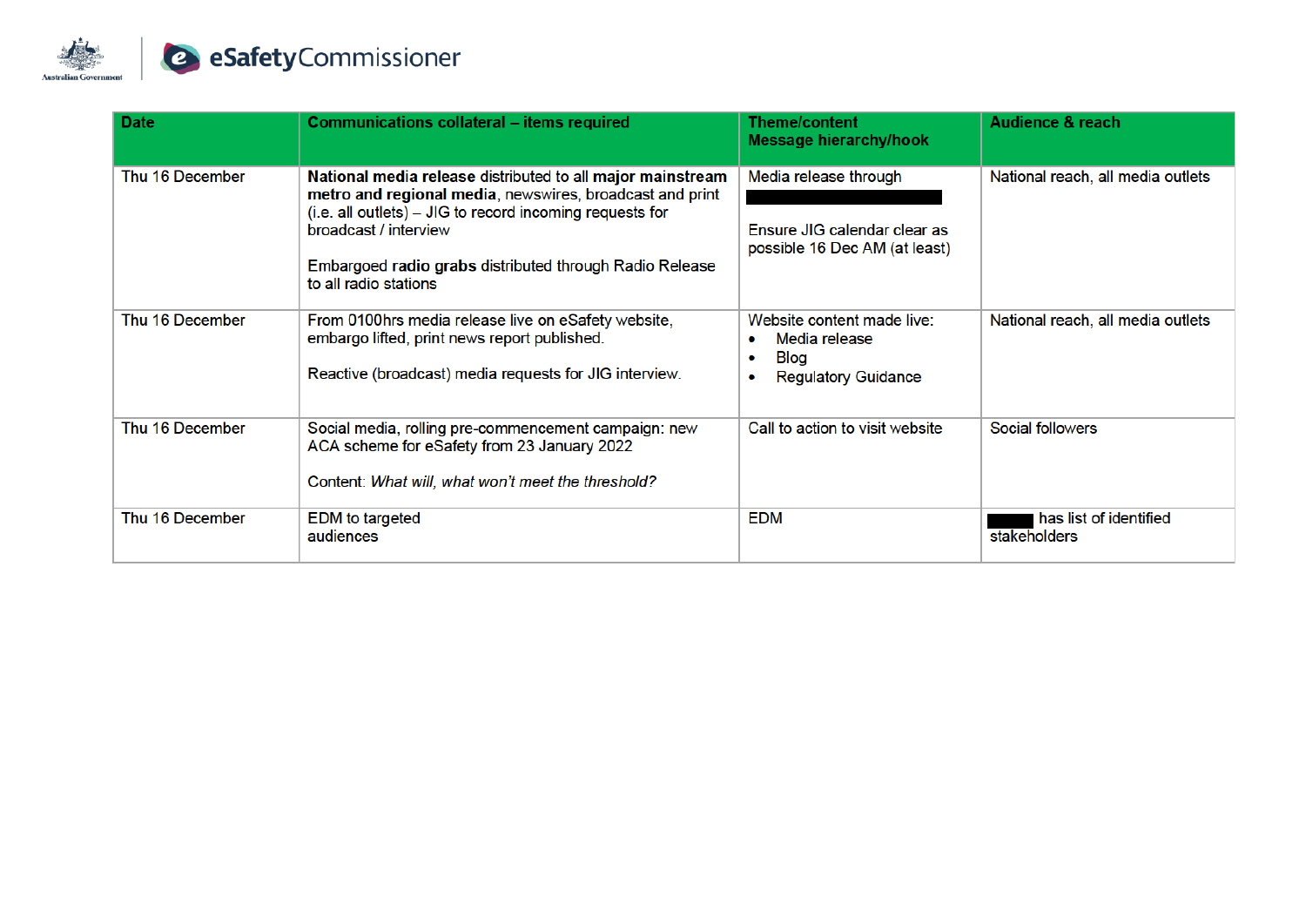| Date | Communications collateral – items required | Theme/content<br>Message hierarchy/hook | Audience & reach |
|---|---|---|---|
| Thu 16 December | **National media release** distributed to all **major mainstream metro and regional media**, newswires, broadcast and print (i.e. all outlets) – JIG to record incoming requests for broadcast / interview<br><br>Embargoed **radio grabs** distributed through Radio Release to all radio stations | Media release through ████████<br><br>Ensure JIG calendar clear as possible 16 Dec AM (at least) | National reach, all media outlets |
| Thu 16 December | From 0100hrs media release live on eSafety website, embargo lifted, print news report published.<br><br>Reactive (broadcast) media requests for JIG interview. | Website content made live:<br>• Media release<br>• Blog<br>• Regulatory Guidance | National reach, all media outlets |
| Thu 16 December | Social media, rolling pre-commencement campaign: new ACA scheme for eSafety from 23 January 2022<br><br>Content: *What will, what won't meet the threshold?* | Call to action to visit website | Social followers |
| Thu 16 December | EDM to targeted audiences | EDM | ████ has list of identified stakeholders |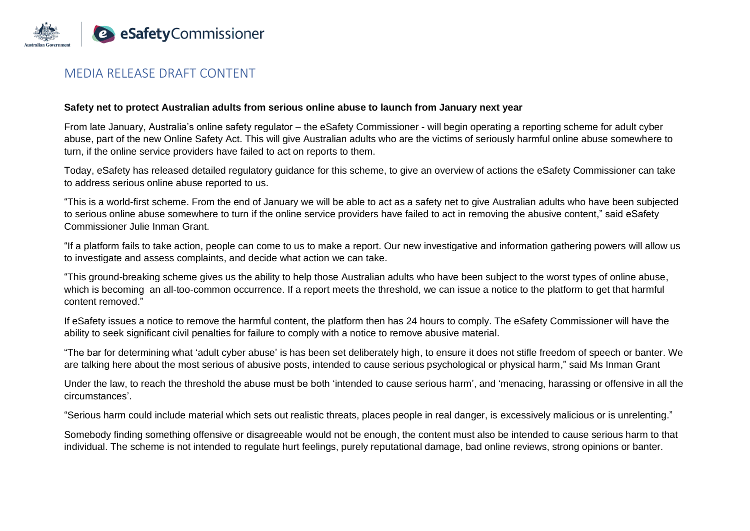# MEDIA RELEASE DRAFT CONTENT

**Safety net to protect Australian adults from serious online abuse to launch from January next year**

From late January, Australia's online safety regulator – the eSafety Commissioner - will begin operating a reporting scheme for adult cyber abuse, part of the new Online Safety Act. This will give Australian adults who are the victims of seriously harmful online abuse somewhere to turn, if the online service providers have failed to act on reports to them.

Today, eSafety has released detailed regulatory guidance for this scheme, to give an overview of actions the eSafety Commissioner can take to address serious online abuse reported to us.

"This is a world-first scheme. From the end of January we will be able to act as a safety net to give Australian adults who have been subjected to serious online abuse somewhere to turn if the online service providers have failed to act in removing the abusive content," said eSafety Commissioner Julie Inman Grant.

"If a platform fails to take action, people can come to us to make a report. Our new investigative and information gathering powers will allow us to investigate and assess complaints, and decide what action we can take.

"This ground-breaking scheme gives us the ability to help those Australian adults who have been subject to the worst types of online abuse, which is becoming an all-too-common occurrence. If a report meets the threshold, we can issue a notice to the platform to get that harmful content removed."

If eSafety issues a notice to remove the harmful content, the platform then has 24 hours to comply. The eSafety Commissioner will have the ability to seek significant civil penalties for failure to comply with a notice to remove abusive material.

"The bar for determining what 'adult cyber abuse' is has been set deliberately high, to ensure it does not stifle freedom of speech or banter. We are talking here about the most serious of abusive posts, intended to cause serious psychological or physical harm," said Ms Inman Grant

Under the law, to reach the threshold the abuse must be both 'intended to cause serious harm', and 'menacing, harassing or offensive in all the circumstances'.

"Serious harm could include material which sets out realistic threats, places people in real danger, is excessively malicious or is unrelenting."

Somebody finding something offensive or disagreeable would not be enough, the content must also be intended to cause serious harm to that individual. The scheme is not intended to regulate hurt feelings, purely reputational damage, bad online reviews, strong opinions or banter.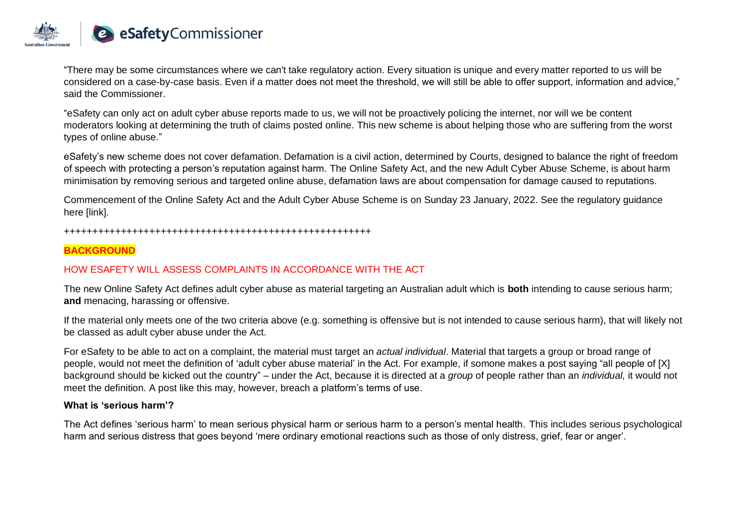"There may be some circumstances where we can't take regulatory action. Every situation is unique and every matter reported to us will be considered on a case-by-case basis. Even if a matter does not meet the threshold, we will still be able to offer support, information and advice," said the Commissioner.

"eSafety can only act on adult cyber abuse reports made to us, we will not be proactively policing the internet, nor will we be content moderators looking at determining the truth of claims posted online. This new scheme is about helping those who are suffering from the worst types of online abuse."

eSafety's new scheme does not cover defamation. Defamation is a civil action, determined by Courts, designed to balance the right of freedom of speech with protecting a person's reputation against harm. The Online Safety Act, and the new Adult Cyber Abuse Scheme, is about harm minimisation by removing serious and targeted online abuse, defamation laws are about compensation for damage caused to reputations.

Commencement of the Online Safety Act and the Adult Cyber Abuse Scheme is on Sunday 23 January, 2022. See the regulatory guidance here [link].

++++++++++++++++++++++++++++++++++++++++++++++++++++++++

**BACKGROUND**

## HOW ESAFETY WILL ASSESS COMPLAINTS IN ACCORDANCE WITH THE ACT

The new Online Safety Act defines adult cyber abuse as material targeting an Australian adult which is **both** intending to cause serious harm; **and** menacing, harassing or offensive.

If the material only meets one of the two criteria above (e.g. something is offensive but is not intended to cause serious harm), that will likely not be classed as adult cyber abuse under the Act.

For eSafety to be able to act on a complaint, the material must target an *actual individual*. Material that targets a group or broad range of people, would not meet the definition of 'adult cyber abuse material' in the Act. For example, if somone makes a post saying "all people of [X] background should be kicked out the country" – under the Act, because it is directed at a *group* of people rather than an *individual,* it would not meet the definition. A post like this may, however, breach a platform's terms of use.

**What is 'serious harm'?**

The Act defines 'serious harm' to mean serious physical harm or serious harm to a person's mental health. This includes serious psychological harm and serious distress that goes beyond 'mere ordinary emotional reactions such as those of only distress, grief, fear or anger'.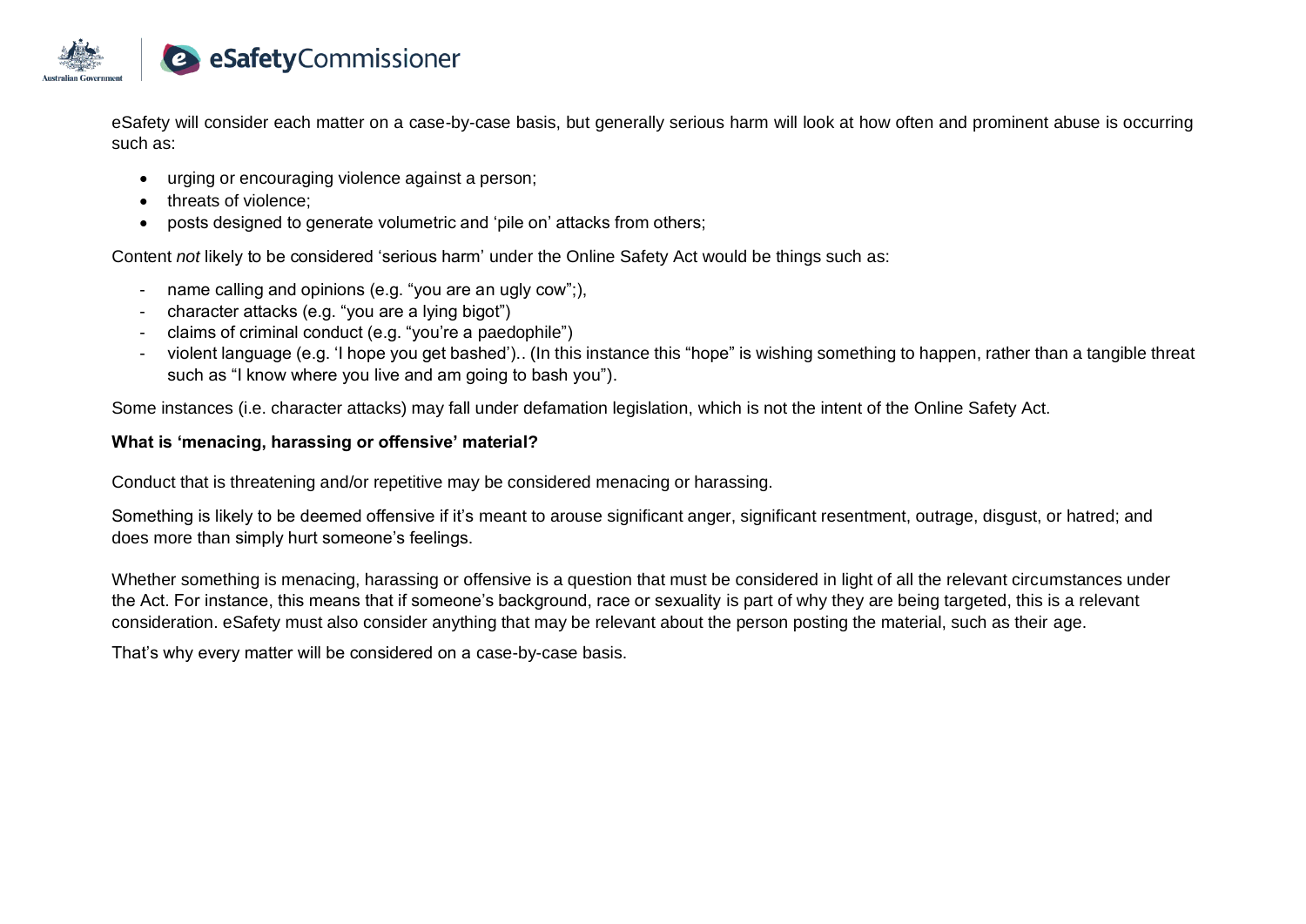eSafety will consider each matter on a case-by-case basis, but generally serious harm will look at how often and prominent abuse is occurring such as:

- urging or encouraging violence against a person;
- threats of violence;
- posts designed to generate volumetric and 'pile on' attacks from others;

Content *not* likely to be considered 'serious harm' under the Online Safety Act would be things such as:

- name calling and opinions (e.g. "you are an ugly cow";),
- character attacks (e.g. "you are a lying bigot")
- claims of criminal conduct (e.g. "you're a paedophile")
- violent language (e.g. 'I hope you get bashed').. (In this instance this "hope" is wishing something to happen, rather than a tangible threat such as "I know where you live and am going to bash you").

Some instances (i.e. character attacks) may fall under defamation legislation, which is not the intent of the Online Safety Act.

**What is 'menacing, harassing or offensive' material?**

Conduct that is threatening and/or repetitive may be considered menacing or harassing.

Something is likely to be deemed offensive if it's meant to arouse significant anger, significant resentment, outrage, disgust, or hatred; and does more than simply hurt someone's feelings.

Whether something is menacing, harassing or offensive is a question that must be considered in light of all the relevant circumstances under the Act. For instance, this means that if someone's background, race or sexuality is part of why they are being targeted, this is a relevant consideration. eSafety must also consider anything that may be relevant about the person posting the material, such as their age.

That's why every matter will be considered on a case-by-case basis.